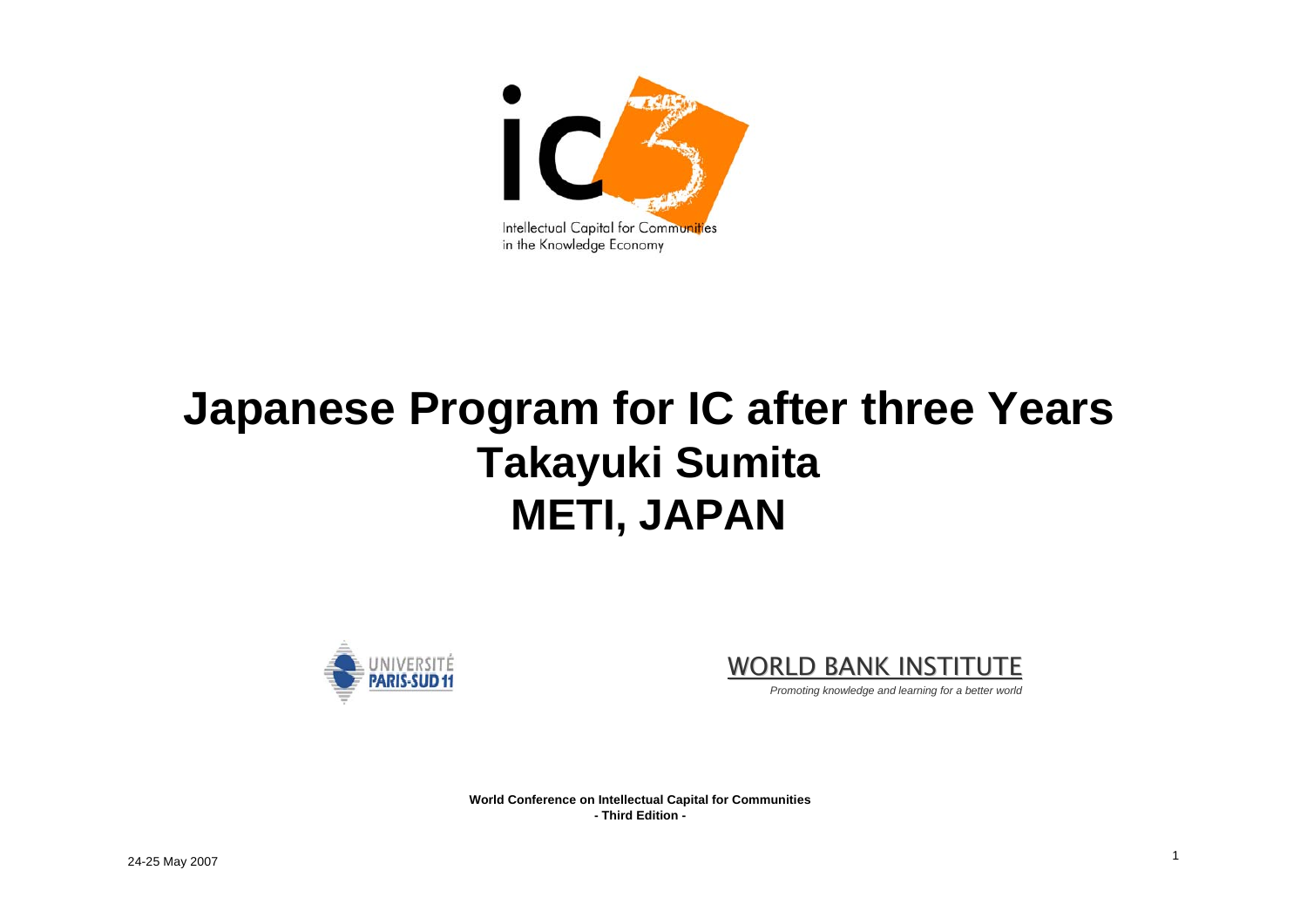Intellectual Capital for Communities in the Knowledge Economy

# Japanese Program for IC after three Years
## Takayuki Sumita
## METI, JAPAN

UNIVERSITÉ PARIS-SUD 11

WORLD BANK INSTITUTE

*Promoting knowledge and learning for a better world*

**World Conference on Intellectual Capital for Communities**
**- Third Edition -**

24-25 May 2007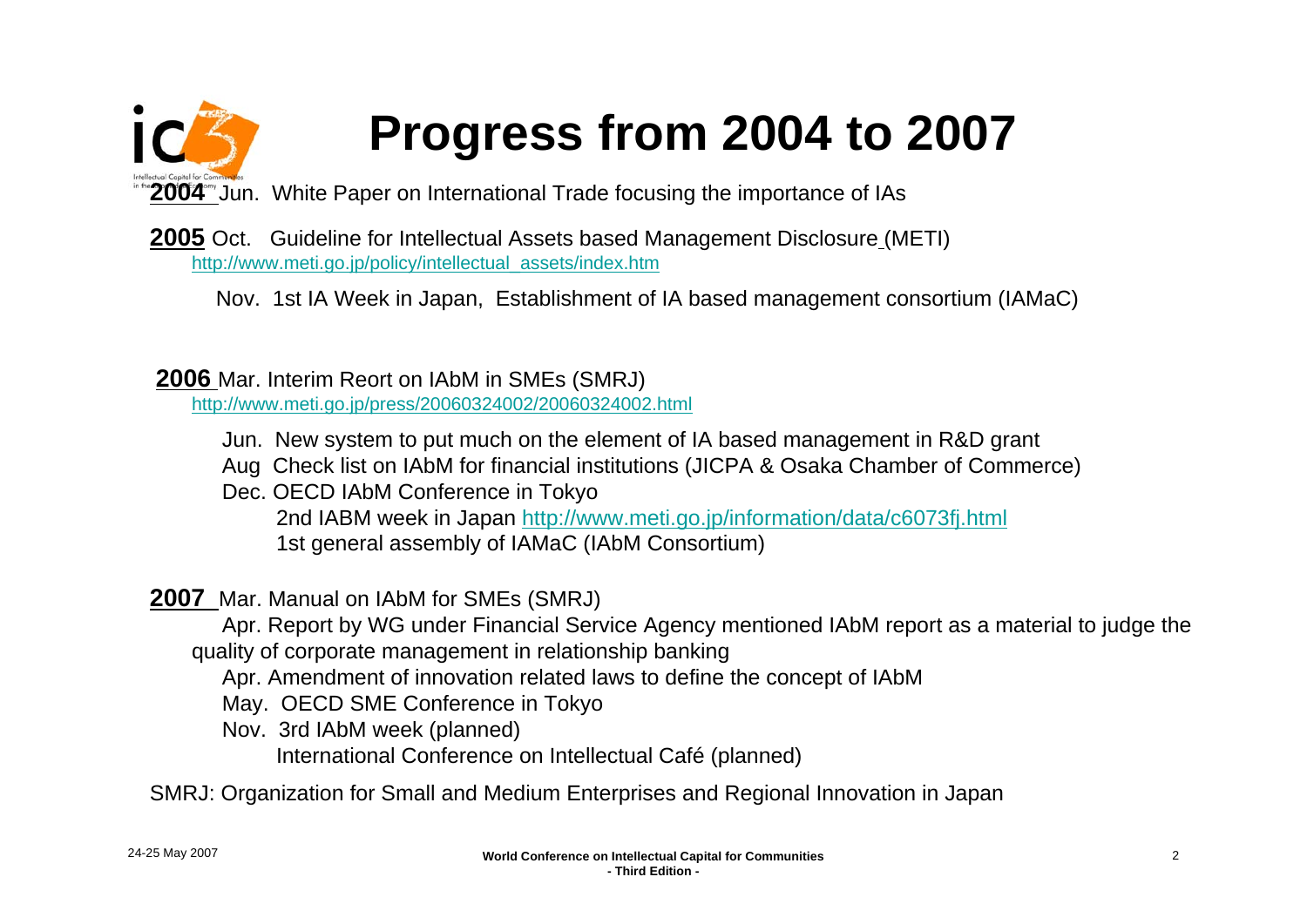# Progress from 2004 to 2007

**2004** Jun. White Paper on International Trade focusing the importance of IAs

**2005** Oct. Guideline for Intellectual Assets based Management Disclosure (METI)
http://www.meti.go.jp/policy/intellectual_assets/index.htm

Nov. 1st IA Week in Japan, Establishment of IA based management consortium (IAMaC)

**2006** Mar. Interim Reort on IAbM in SMEs (SMRJ)
http://www.meti.go.jp/press/20060324002/20060324002.html

Jun. New system to put much on the element of IA based management in R&D grant
Aug Check list on IAbM for financial institutions (JICPA & Osaka Chamber of Commerce)
Dec. OECD IAbM Conference in Tokyo
2nd IABM week in Japan http://www.meti.go.jp/information/data/c6073fj.html
1st general assembly of IAMaC (IAbM Consortium)

**2007** Mar. Manual on IAbM for SMEs (SMRJ)
Apr. Report by WG under Financial Service Agency mentioned IAbM report as a material to judge the quality of corporate management in relationship banking
Apr. Amendment of innovation related laws to define the concept of IAbM
May. OECD SME Conference in Tokyo
Nov. 3rd IAbM week (planned)
International Conference on Intellectual Café (planned)

SMRJ: Organization for Small and Medium Enterprises and Regional Innovation in Japan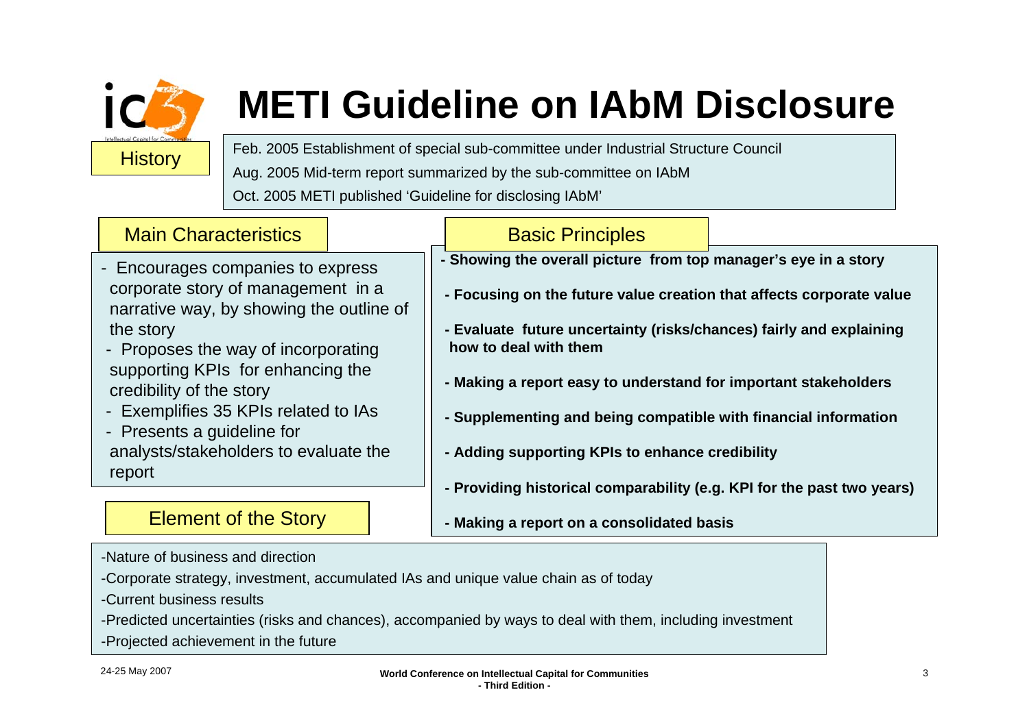# METI Guideline on IAbM Disclosure

## History

Feb. 2005 Establishment of special sub-committee under Industrial Structure Council

Aug. 2005 Mid-term report summarized by the sub-committee on IAbM

Oct. 2005 METI published 'Guideline for disclosing IAbM'

## Main Characteristics

- Encourages companies to express corporate story of management in a narrative way, by showing the outline of the story
- Proposes the way of incorporating supporting KPIs for enhancing the credibility of the story
- Exemplifies 35 KPIs related to IAs
- Presents a guideline for analysts/stakeholders to evaluate the report

## Basic Principles

- **Showing the overall picture from top manager's eye in a story**
- **Focusing on the future value creation that affects corporate value**
- **Evaluate future uncertainty (risks/chances) fairly and explaining how to deal with them**
- **Making a report easy to understand for important stakeholders**
- **Supplementing and being compatible with financial information**
- **Adding supporting KPIs to enhance credibility**
- **Providing historical comparability (e.g. KPI for the past two years)**
- **Making a report on a consolidated basis**

## Element of the Story

- Nature of business and direction
- Corporate strategy, investment, accumulated IAs and unique value chain as of today
- Current business results
- Predicted uncertainties (risks and chances), accompanied by ways to deal with them, including investment
- Projected achievement in the future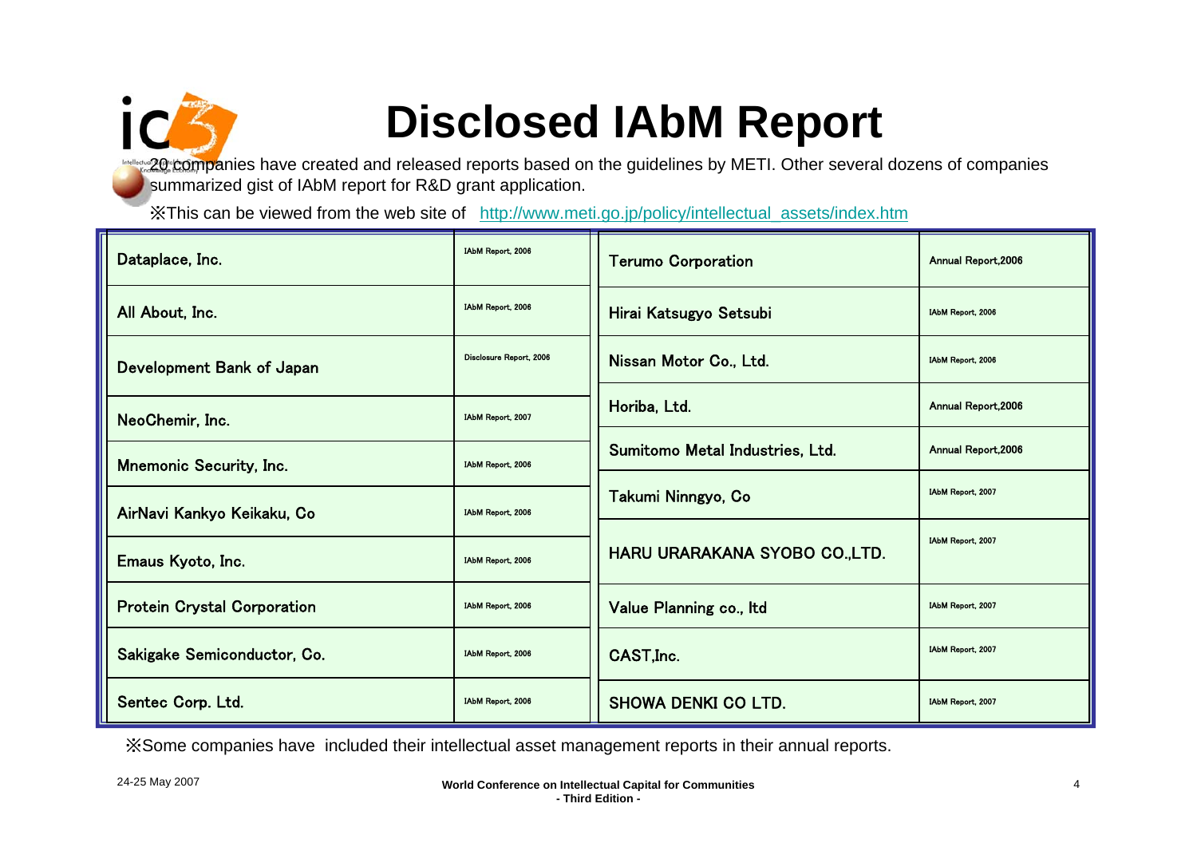# Disclosed IAbM Report

20 companies have created and released reports based on the guidelines by METI. Other several dozens of companies summarized gist of IAbM report for R&D grant application.

※This can be viewed from the web site of http://www.meti.go.jp/policy/intellectual_assets/index.htm

| Company | Report | Company | Report |
|---|---|---|---|
| Dataplace, Inc. | IAbM Report, 2006 | Terumo Corporation | Annual Report,2006 |
| All About, Inc. | IAbM Report, 2006 | Hirai Katsugyo Setsubi | IAbM Report, 2006 |
| Development Bank of Japan | Disclosure Report, 2006 | Nissan Motor Co., Ltd. | IAbM Report, 2006 |
| NeoChemir, Inc. | IAbM Report, 2007 | Horiba, Ltd. | Annual Report,2006 |
| Mnemonic Security, Inc. | IAbM Report, 2006 | Sumitomo Metal Industries, Ltd. | Annual Report,2006 |
| AirNavi Kankyo Keikaku, Co | IAbM Report, 2006 | Takumi Ninngyo, Co | IAbM Report, 2007 |
| Emaus Kyoto, Inc. | IAbM Report, 2006 | HARU URARAKANA SYOBO CO.,LTD. | IAbM Report, 2007 |
| Protein Crystal Corporation | IAbM Report, 2006 | Value Planning co., ltd | IAbM Report, 2007 |
| Sakigake Semiconductor, Co. | IAbM Report, 2006 | CAST,Inc. | IAbM Report, 2007 |
| Sentec Corp. Ltd. | IAbM Report, 2006 | SHOWA DENKI CO LTD. | IAbM Report, 2007 |

※Some companies have included their intellectual asset management reports in their annual reports.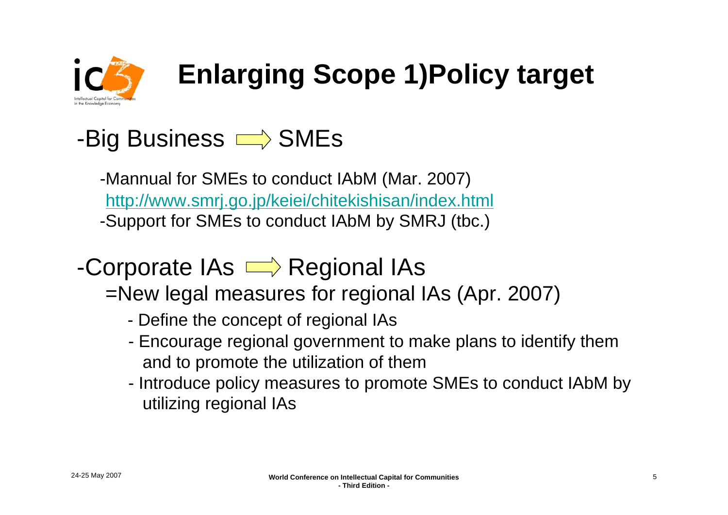# Enlarging Scope 1)Policy target

## -Big Business ⇨ SMEs

-Mannual for SMEs to conduct IAbM (Mar. 2007)
http://www.smrj.go.jp/keiei/chitekishisan/index.html
-Support for SMEs to conduct IAbM by SMRJ (tbc.)

## -Corporate IAs ⇨ Regional IAs

=New legal measures for regional IAs (Apr. 2007)

- Define the concept of regional IAs
- Encourage regional government to make plans to identify them and to promote the utilization of them
- Introduce policy measures to promote SMEs to conduct IAbM by utilizing regional IAs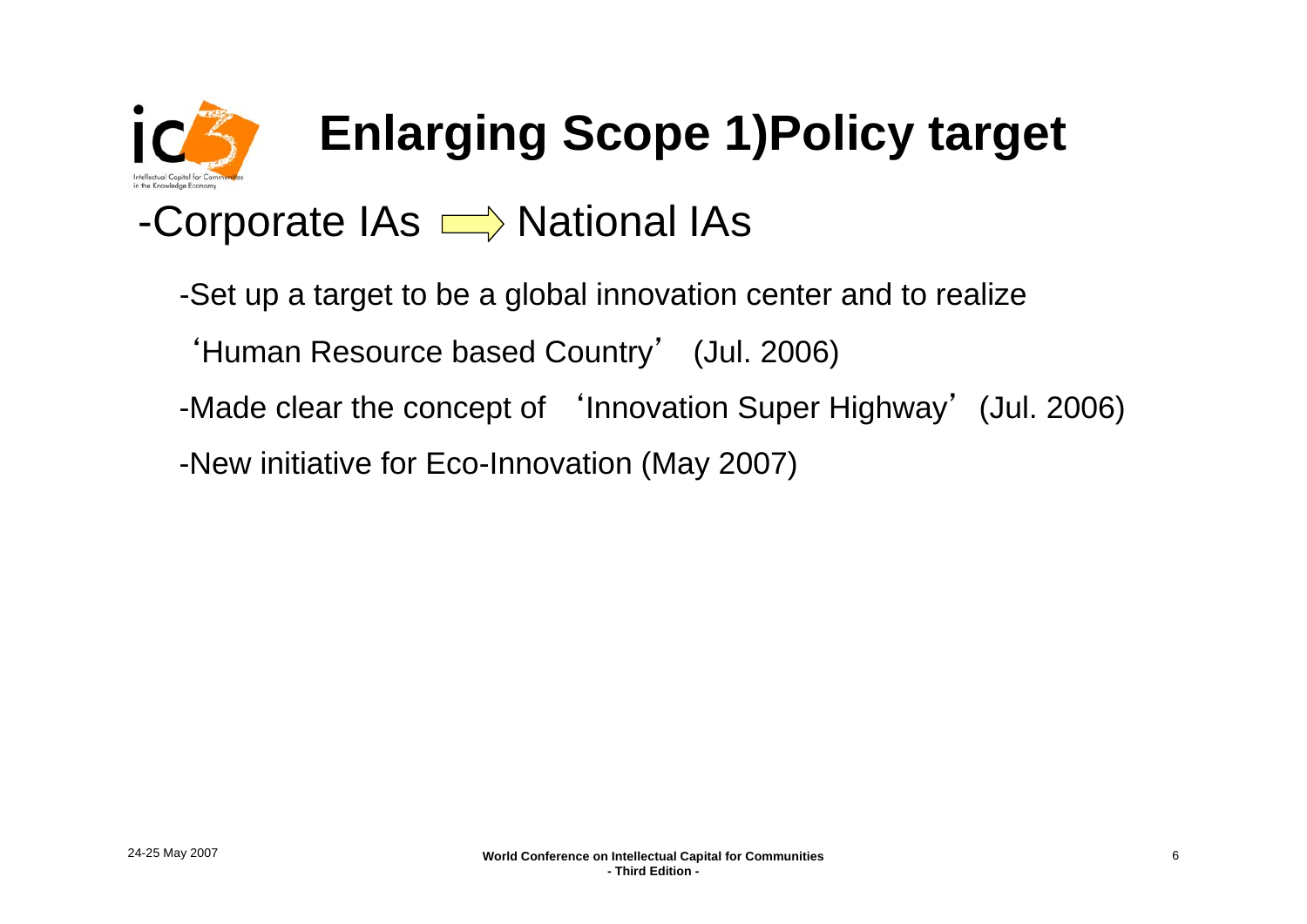# Enlarging Scope 1)Policy target

## -Corporate IAs ⇨ National IAs

-Set up a target to be a global innovation center and to realize 'Human Resource based Country' (Jul. 2006)

-Made clear the concept of 'Innovation Super Highway' (Jul. 2006)

-New initiative for Eco-Innovation (May 2007)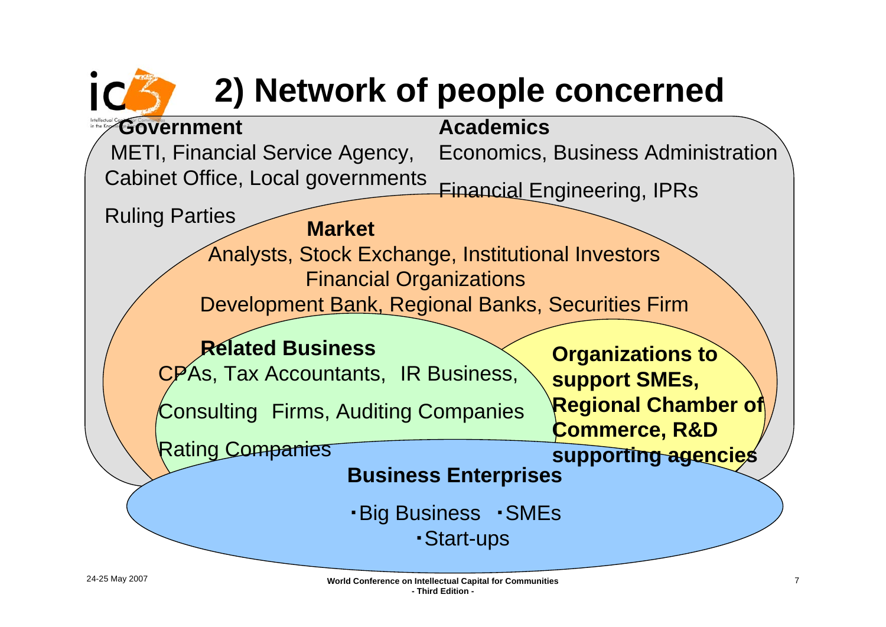# 2) Network of people concerned

**Government**

METI, Financial Service Agency, Cabinet Office, Local governments

Ruling Parties

**Academics**

Economics, Business Administration

Financial Engineering, IPRs

**Market**

Analysts, Stock Exchange, Institutional Investors

Financial Organizations

Development Bank, Regional Banks, Securities Firm

**Related Business**

CPAs, Tax Accountants, IR Business,

Consulting Firms, Auditing Companies

Rating Companies

**Organizations to support SMEs, Regional Chamber of Commerce, R&D supporting agencies**

**Business Enterprises**

- Big Business
- SMEs
- Start-ups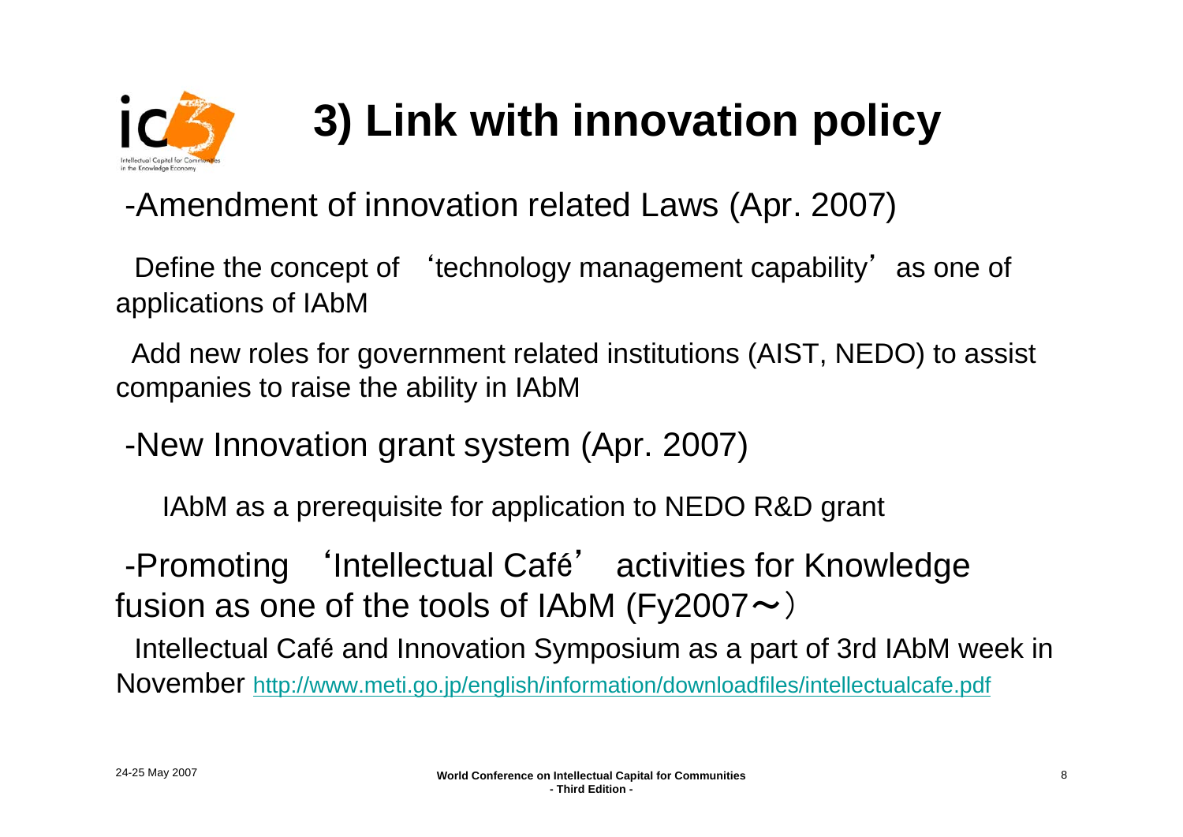# 3) Link with innovation policy

-Amendment of innovation related Laws (Apr. 2007)

Define the concept of 'technology management capability' as one of applications of IAbM

Add new roles for government related institutions (AIST, NEDO) to assist companies to raise the ability in IAbM

-New Innovation grant system (Apr. 2007)

IAbM as a prerequisite for application to NEDO R&D grant

-Promoting 'Intellectual Café' activities for Knowledge fusion as one of the tools of IAbM (Fy2007～)

Intellectual Café and Innovation Symposium as a part of 3rd IAbM week in November http://www.meti.go.jp/english/information/downloadfiles/intellectualcafe.pdf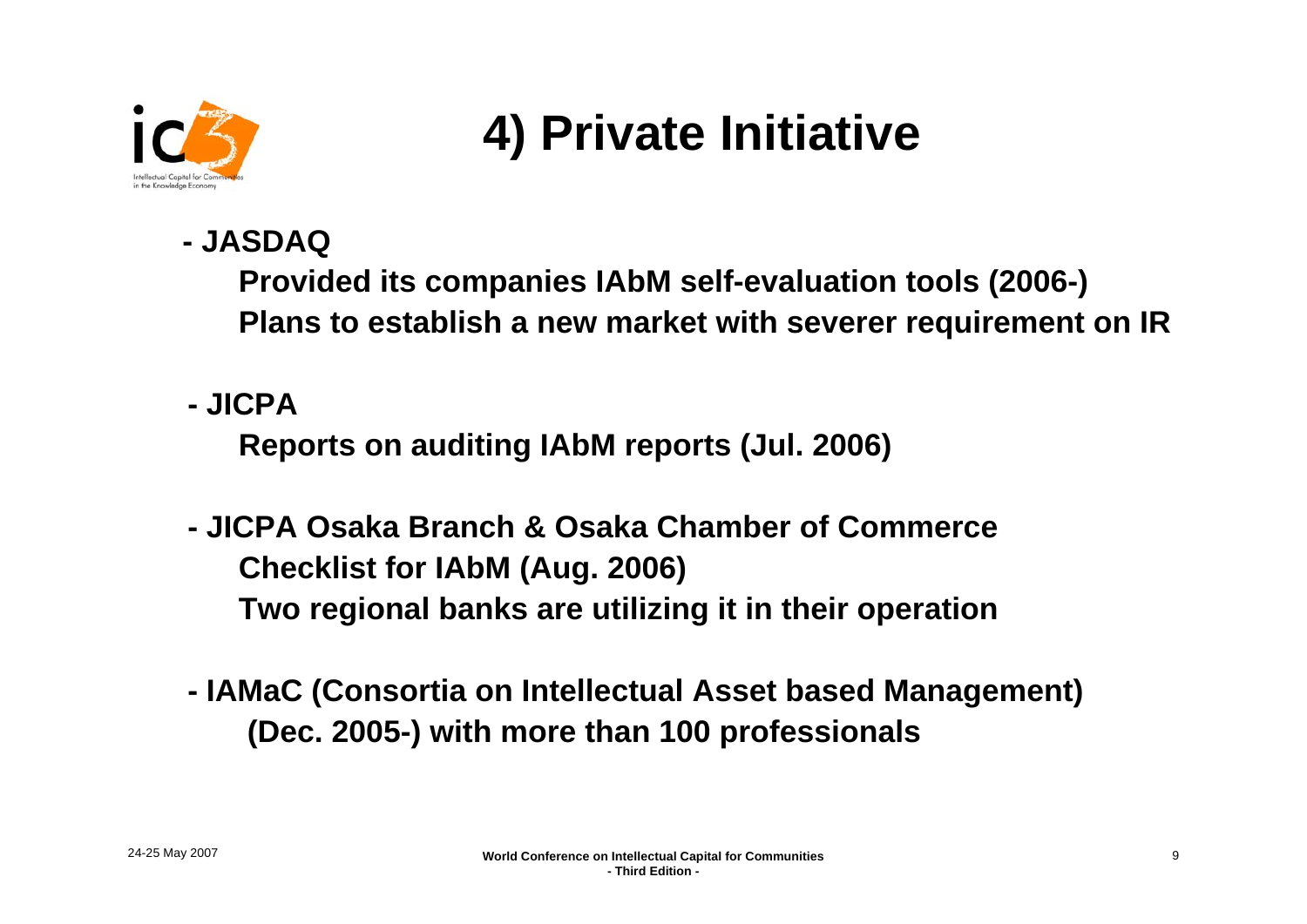# 4) Private Initiative

- **JASDAQ**
  - **Provided its companies IAbM self-evaluation tools (2006-)**
  - **Plans to establish a new market with severer requirement on IR**

- **JICPA**
  - **Reports on auditing IAbM reports (Jul. 2006)**

- **JICPA Osaka Branch & Osaka Chamber of Commerce**
  - **Checklist for IAbM (Aug. 2006)**
  - **Two regional banks are utilizing it in their operation**

- **IAMaC (Consortia on Intellectual Asset based Management) (Dec. 2005-) with more than 100 professionals**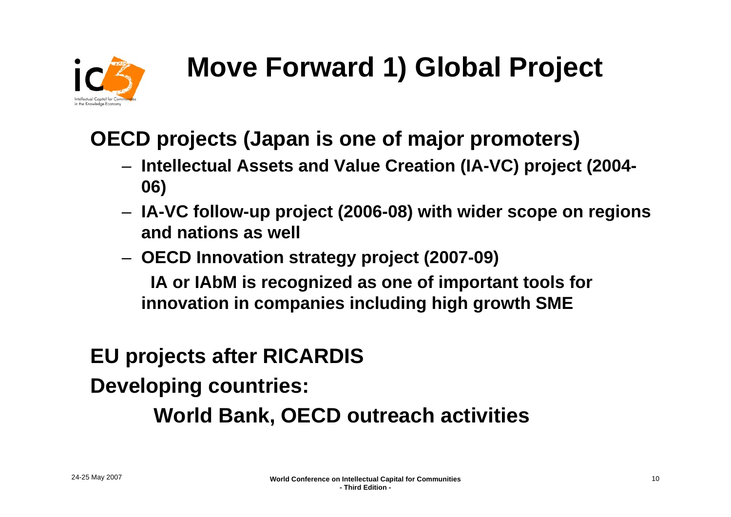# Move Forward 1) Global Project

**OECD projects (Japan is one of major promoters)**

- **Intellectual Assets and Value Creation (IA-VC) project (2004-06)**
- **IA-VC follow-up project (2006-08) with wider scope on regions and nations as well**
- **OECD Innovation strategy project (2007-09)**

  **IA or IAbM is recognized as one of important tools for innovation in companies including high growth SME**

**EU projects after RICARDIS**

**Developing countries:**

**World Bank, OECD outreach activities**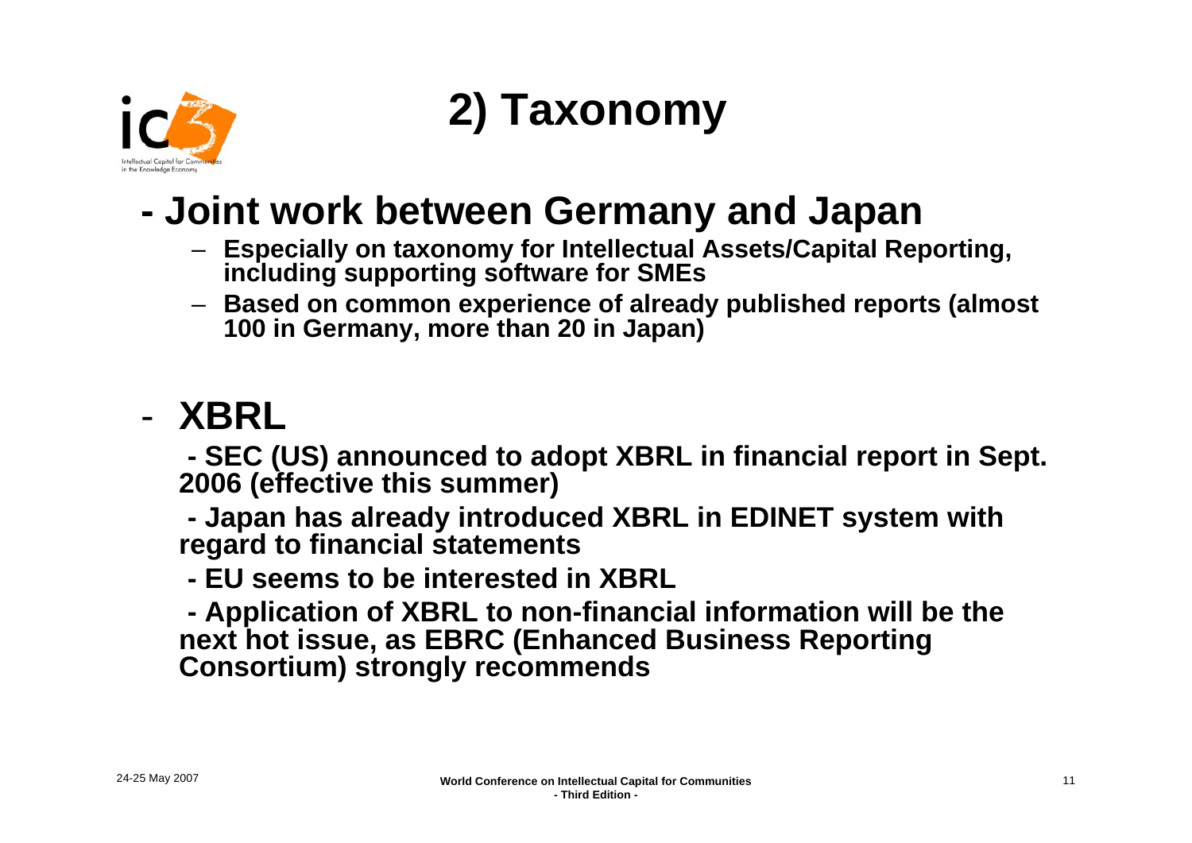# 2) Taxonomy

## - Joint work between Germany and Japan

- Especially on taxonomy for Intellectual Assets/Capital Reporting, including supporting software for SMEs
- Based on common experience of already published reports (almost 100 in Germany, more than 20 in Japan)

## - XBRL

- SEC (US) announced to adopt XBRL in financial report in Sept. 2006 (effective this summer)
- Japan has already introduced XBRL in EDINET system with regard to financial statements
- EU seems to be interested in XBRL
- Application of XBRL to non-financial information will be the next hot issue, as EBRC (Enhanced Business Reporting Consortium) strongly recommends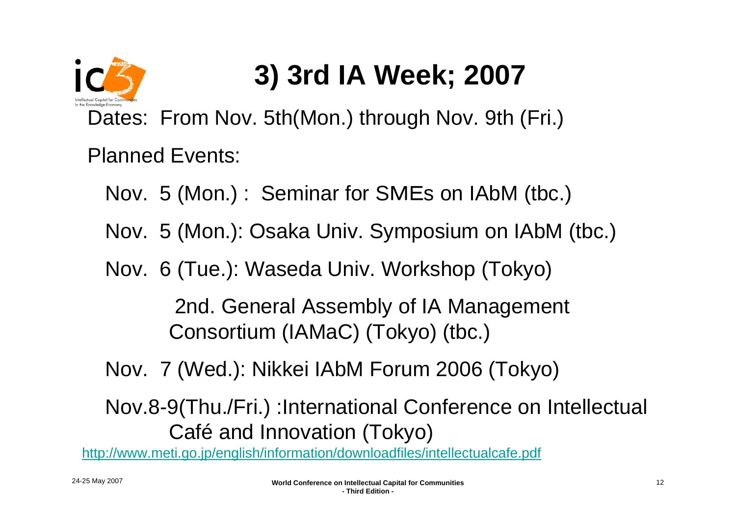# 3) 3rd IA Week; 2007

Dates: From Nov. 5th(Mon.) through Nov. 9th (Fri.)

Planned Events:

- Nov. 5 (Mon.) : Seminar for SMEs on IAbM (tbc.)
- Nov. 5 (Mon.): Osaka Univ. Symposium on IAbM (tbc.)
- Nov. 6 (Tue.): Waseda Univ. Workshop (Tokyo)
  - 2nd. General Assembly of IA Management Consortium (IAMaC) (Tokyo) (tbc.)
- Nov. 7 (Wed.): Nikkei IAbM Forum 2006 (Tokyo)
- Nov.8-9(Thu./Fri.) :International Conference on Intellectual Café and Innovation (Tokyo)

http://www.meti.go.jp/english/information/downloadfiles/intellectualcafe.pdf